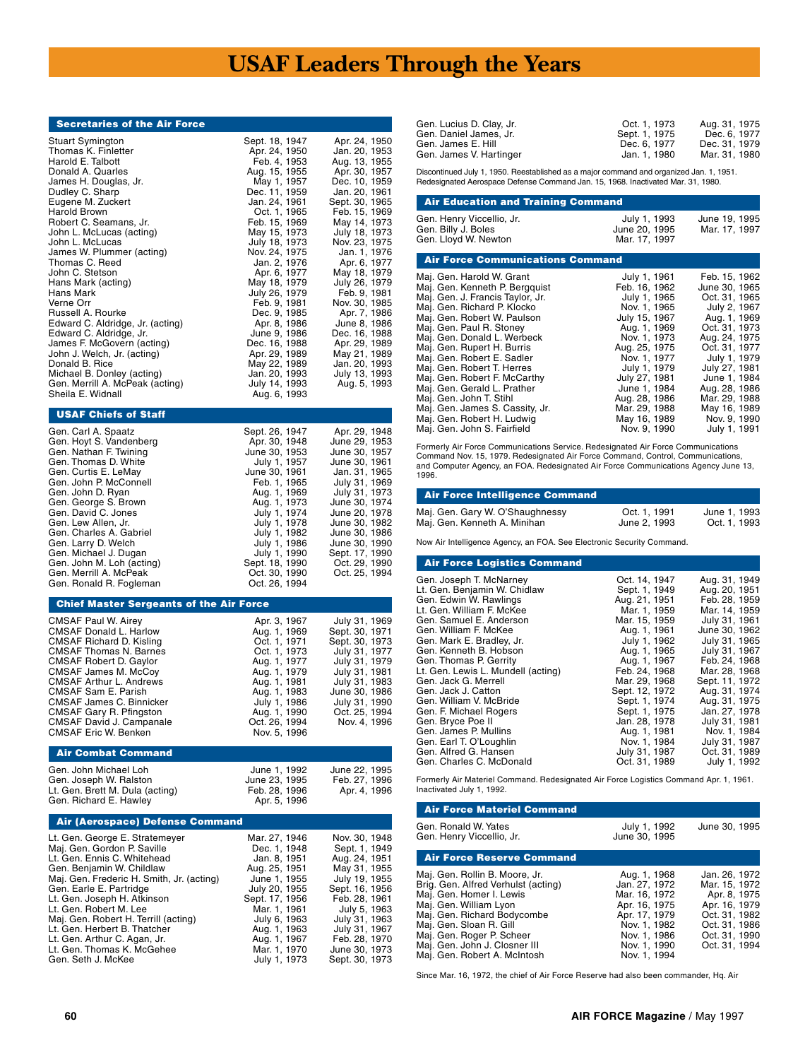# USAF Leaders Through the Years

## Secretaries of the Air Force

| Name | From | To |
|---|---|---|
| Stuart Symington | Sept. 18, 1947 | Apr. 24, 1950 |
| Thomas K. Finletter | Apr. 24, 1950 | Jan. 20, 1953 |
| Harold E. Talbott | Feb. 4, 1953 | Aug. 13, 1955 |
| Donald A. Quarles | Aug. 15, 1955 | Apr. 30, 1957 |
| James H. Douglas, Jr. | May 1, 1957 | Dec. 10, 1959 |
| Dudley C. Sharp | Dec. 11, 1959 | Jan. 20, 1961 |
| Eugene M. Zuckert | Jan. 24, 1961 | Sept. 30, 1965 |
| Harold Brown | Oct. 1, 1965 | Feb. 15, 1969 |
| Robert C. Seamans, Jr. | Feb. 15, 1969 | May 14, 1973 |
| John L. McLucas (acting) | May 15, 1973 | July 18, 1973 |
| John L. McLucas | July 18, 1973 | Nov. 23, 1975 |
| James W. Plummer (acting) | Nov. 24, 1975 | Jan. 1, 1976 |
| Thomas C. Reed | Jan. 2, 1976 | Apr. 6, 1977 |
| John C. Stetson | Apr. 6, 1977 | May 18, 1979 |
| Hans Mark (acting) | May 18, 1979 | July 26, 1979 |
| Hans Mark | July 26, 1979 | Feb. 9, 1981 |
| Verne Orr | Feb. 9, 1981 | Nov. 30, 1985 |
| Russell A. Rourke | Dec. 9, 1985 | Apr. 7, 1986 |
| Edward C. Aldridge, Jr. (acting) | Apr. 8, 1986 | June 8, 1986 |
| Edward C. Aldridge, Jr. | June 9, 1986 | Dec. 16, 1988 |
| James F. McGovern (acting) | Dec. 16, 1988 | Apr. 29, 1989 |
| John J. Welch, Jr. (acting) | Apr. 29, 1989 | May 21, 1989 |
| Donald B. Rice | May 22, 1989 | Jan. 20, 1993 |
| Michael B. Donley (acting) | Jan. 20, 1993 | July 13, 1993 |
| Gen. Merrill A. McPeak (acting) | July 14, 1993 | Aug. 5, 1993 |
| Sheila E. Widnall | Aug. 6, 1993 | |

## USAF Chiefs of Staff

| Name | From | To |
|---|---|---|
| Gen. Carl A. Spaatz | Sept. 26, 1947 | Apr. 29, 1948 |
| Gen. Hoyt S. Vandenberg | Apr. 30, 1948 | June 29, 1953 |
| Gen. Nathan F. Twining | June 30, 1953 | June 30, 1957 |
| Gen. Thomas D. White | July 1, 1957 | June 30, 1961 |
| Gen. Curtis E. LeMay | June 30, 1961 | Jan. 31, 1965 |
| Gen. John P. McConnell | Feb. 1, 1965 | July 31, 1969 |
| Gen. John D. Ryan | Aug. 1, 1969 | July 31, 1973 |
| Gen. George S. Brown | Aug. 1, 1973 | June 30, 1974 |
| Gen. David C. Jones | July 1, 1974 | June 20, 1978 |
| Gen. Lew Allen, Jr. | July 1, 1978 | June 30, 1982 |
| Gen. Charles A. Gabriel | July 1, 1982 | June 30, 1986 |
| Gen. Larry D. Welch | July 1, 1986 | June 30, 1990 |
| Gen. Michael J. Dugan | July 1, 1990 | Sept. 17, 1990 |
| Gen. John M. Loh (acting) | Sept. 18, 1990 | Oct. 29, 1990 |
| Gen. Merrill A. McPeak | Oct. 30, 1990 | Oct. 25, 1994 |
| Gen. Ronald R. Fogleman | Oct. 26, 1994 | |

## Chief Master Sergeants of the Air Force

| Name | From | To |
|---|---|---|
| CMSAF Paul W. Airey | Apr. 3, 1967 | July 31, 1969 |
| CMSAF Donald L. Harlow | Aug. 1, 1969 | Sept. 30, 1971 |
| CMSAF Richard D. Kisling | Oct. 1, 1971 | Sept. 30, 1973 |
| CMSAF Thomas N. Barnes | Oct. 1, 1973 | July 31, 1977 |
| CMSAF Robert D. Gaylor | Aug. 1, 1977 | July 31, 1979 |
| CMSAF James M. McCoy | Aug. 1, 1979 | July 31, 1981 |
| CMSAF Arthur L. Andrews | Aug. 1, 1981 | July 31, 1983 |
| CMSAF Sam E. Parish | Aug. 1, 1983 | June 30, 1986 |
| CMSAF James C. Binnicker | July 1, 1986 | July 31, 1990 |
| CMSAF Gary R. Pfingston | Aug. 1, 1990 | Oct. 25, 1994 |
| CMSAF David J. Campanale | Oct. 26, 1994 | Nov. 4, 1996 |
| CMSAF Eric W. Benken | Nov. 5, 1996 | |

## Air Combat Command

| Name | From | To |
|---|---|---|
| Gen. John Michael Loh | June 1, 1992 | June 22, 1995 |
| Gen. Joseph W. Ralston | June 23, 1995 | Feb. 27, 1996 |
| Lt. Gen. Brett M. Dula (acting) | Feb. 28, 1996 | Apr. 4, 1996 |
| Gen. Richard E. Hawley | Apr. 5, 1996 | |

## Air (Aerospace) Defense Command

| Name | From | To |
|---|---|---|
| Lt. Gen. George E. Stratemeyer | Mar. 27, 1946 | Nov. 30, 1948 |
| Maj. Gen. Gordon P. Saville | Dec. 1, 1948 | Sept. 1, 1949 |
| Lt. Gen. Ennis C. Whitehead | Jan. 8, 1951 | Aug. 24, 1951 |
| Gen. Benjamin W. Chidlaw | Aug. 25, 1951 | May 31, 1955 |
| Maj. Gen. Frederic H. Smith, Jr. (acting) | June 1, 1955 | July 19, 1955 |
| Gen. Earle E. Partridge | July 20, 1955 | Sept. 16, 1956 |
| Lt. Gen. Joseph H. Atkinson | Sept. 17, 1956 | Feb. 28, 1961 |
| Lt. Gen. Robert M. Lee | Mar. 1, 1961 | July 5, 1963 |
| Maj. Gen. Robert H. Terrill (acting) | July 6, 1963 | July 31, 1963 |
| Lt. Gen. Herbert B. Thatcher | Aug. 1, 1963 | July 31, 1967 |
| Lt. Gen. Arthur C. Agan, Jr. | Aug. 1, 1967 | Feb. 28, 1970 |
| Lt. Gen. Thomas K. McGehee | Mar. 1, 1970 | June 30, 1973 |
| Gen. Seth J. McKee | July 1, 1973 | Sept. 30, 1973 |
| Gen. Lucius D. Clay, Jr. | Oct. 1, 1973 | Aug. 31, 1975 |
| Gen. Daniel James, Jr. | Sept. 1, 1975 | Dec. 6, 1977 |
| Gen. James E. Hill | Dec. 6, 1977 | Dec. 31, 1979 |
| Gen. James V. Hartinger | Jan. 1, 1980 | Mar. 31, 1980 |

Discontinued July 1, 1950. Reestablished as a major command and organized Jan. 1, 1951. Redesignated Aerospace Defense Command Jan. 15, 1968. Inactivated Mar. 31, 1980.

## Air Education and Training Command

| Name | From | To |
|---|---|---|
| Gen. Henry Viccellio, Jr. | July 1, 1993 | June 19, 1995 |
| Gen. Billy J. Boles | June 20, 1995 | Mar. 17, 1997 |
| Gen. Lloyd W. Newton | Mar. 17, 1997 | |

## Air Force Communications Command

| Name | From | To |
|---|---|---|
| Maj. Gen. Harold W. Grant | July 1, 1961 | Feb. 15, 1962 |
| Maj. Gen. Kenneth P. Bergquist | Feb. 16, 1962 | June 30, 1965 |
| Maj. Gen. J. Francis Taylor, Jr. | July 1, 1965 | Oct. 31, 1965 |
| Maj. Gen. Richard P. Klocko | Nov. 1, 1965 | July 2, 1967 |
| Maj. Gen. Robert W. Paulson | July 15, 1967 | Aug. 1, 1969 |
| Maj. Gen. Paul R. Stoney | Aug. 1, 1969 | Oct. 31, 1973 |
| Maj. Gen. Donald L. Werbeck | Nov. 1, 1973 | Aug. 24, 1975 |
| Maj. Gen. Rupert H. Burris | Aug. 25, 1975 | Oct. 31, 1977 |
| Maj. Gen. Robert E. Sadler | Nov. 1, 1977 | July 1, 1979 |
| Maj. Gen. Robert T. Herres | July 1, 1979 | July 27, 1981 |
| Maj. Gen. Robert F. McCarthy | July 27, 1981 | June 1, 1984 |
| Maj. Gen. Gerald L. Prather | June 1, 1984 | Aug. 28, 1986 |
| Maj. Gen. John T. Stihl | Aug. 28, 1986 | Mar. 29, 1988 |
| Maj. Gen. James S. Cassity, Jr. | Mar. 29, 1988 | May 16, 1989 |
| Maj. Gen. Robert H. Ludwig | May 16, 1989 | Nov. 9, 1990 |
| Maj. Gen. John S. Fairfield | Nov. 9, 1990 | July 1, 1991 |

Formerly Air Force Communications Service. Redesignated Air Force Communications Command Nov. 15, 1979. Redesignated Air Force Command, Control, Communications, and Computer Agency, an FOA. Redesignated Air Force Communications Agency June 13, 1996.

## Air Force Intelligence Command

| Name | From | To |
|---|---|---|
| Maj. Gen. Gary W. O'Shaughnessy | Oct. 1, 1991 | June 1, 1993 |
| Maj. Gen. Kenneth A. Minihan | June 2, 1993 | Oct. 1, 1993 |

Now Air Intelligence Agency, an FOA. See Electronic Security Command.

## Air Force Logistics Command

| Name | From | To |
|---|---|---|
| Gen. Joseph T. McNarney | Oct. 14, 1947 | Aug. 31, 1949 |
| Lt. Gen. Benjamin W. Chidlaw | Sept. 1, 1949 | Aug. 20, 1951 |
| Gen. Edwin W. Rawlings | Aug. 21, 1951 | Feb. 28, 1959 |
| Lt. Gen. William F. McKee | Mar. 1, 1959 | Mar. 14, 1959 |
| Gen. Samuel E. Anderson | Mar. 15, 1959 | July 31, 1961 |
| Gen. William F. McKee | Aug. 1, 1961 | June 30, 1962 |
| Gen. Mark E. Bradley, Jr. | July 1, 1962 | July 31, 1965 |
| Gen. Kenneth B. Hobson | Aug. 1, 1965 | July 31, 1967 |
| Gen. Thomas P. Gerrity | Aug. 1, 1967 | Feb. 24, 1968 |
| Lt. Gen. Lewis L. Mundell (acting) | Feb. 24, 1968 | Mar. 28, 1968 |
| Gen. Jack G. Merrell | Mar. 29, 1968 | Sept. 11, 1972 |
| Gen. Jack J. Catton | Sept. 12, 1972 | Aug. 31, 1974 |
| Gen. William V. McBride | Sept. 1, 1974 | Aug. 31, 1975 |
| Gen. F. Michael Rogers | Sept. 1, 1975 | Jan. 27, 1978 |
| Gen. Bryce Poe II | Jan. 28, 1978 | July 31, 1981 |
| Gen. James P. Mullins | Aug. 1, 1981 | Nov. 1, 1984 |
| Gen. Earl T. O'Loughlin | Nov. 1, 1984 | July 31, 1987 |
| Gen. Alfred G. Hansen | July 31, 1987 | Oct. 31, 1989 |
| Gen. Charles C. McDonald | Oct. 31, 1989 | July 1, 1992 |

Formerly Air Materiel Command. Redesignated Air Force Logistics Command Apr. 1, 1961. Inactivated July 1, 1992.

## Air Force Materiel Command

| Name | From | To |
|---|---|---|
| Gen. Ronald W. Yates | July 1, 1992 | June 30, 1995 |
| Gen. Henry Viccellio, Jr. | June 30, 1995 | |

## Air Force Reserve Command

| Name | From | To |
|---|---|---|
| Maj. Gen. Rollin B. Moore, Jr. | Aug. 1, 1968 | Jan. 26, 1972 |
| Brig. Gen. Alfred Verhulst (acting) | Jan. 27, 1972 | Mar. 15, 1972 |
| Maj. Gen. Homer I. Lewis | Mar. 16, 1972 | Apr. 8, 1975 |
| Maj. Gen. William Lyon | Apr. 16, 1975 | Apr. 16, 1979 |
| Maj. Gen. Richard Bodycombe | Apr. 17, 1979 | Oct. 31, 1982 |
| Maj. Gen. Sloan R. Gill | Nov. 1, 1982 | Oct. 31, 1986 |
| Maj. Gen. Roger P. Scheer | Nov. 1, 1986 | Oct. 31, 1990 |
| Maj. Gen. John J. Closner III | Nov. 1, 1990 | Oct. 31, 1994 |
| Maj. Gen. Robert A. McIntosh | Nov. 1, 1994 | |

Since Mar. 16, 1972, the chief of Air Force Reserve had also been commander, Hq. Air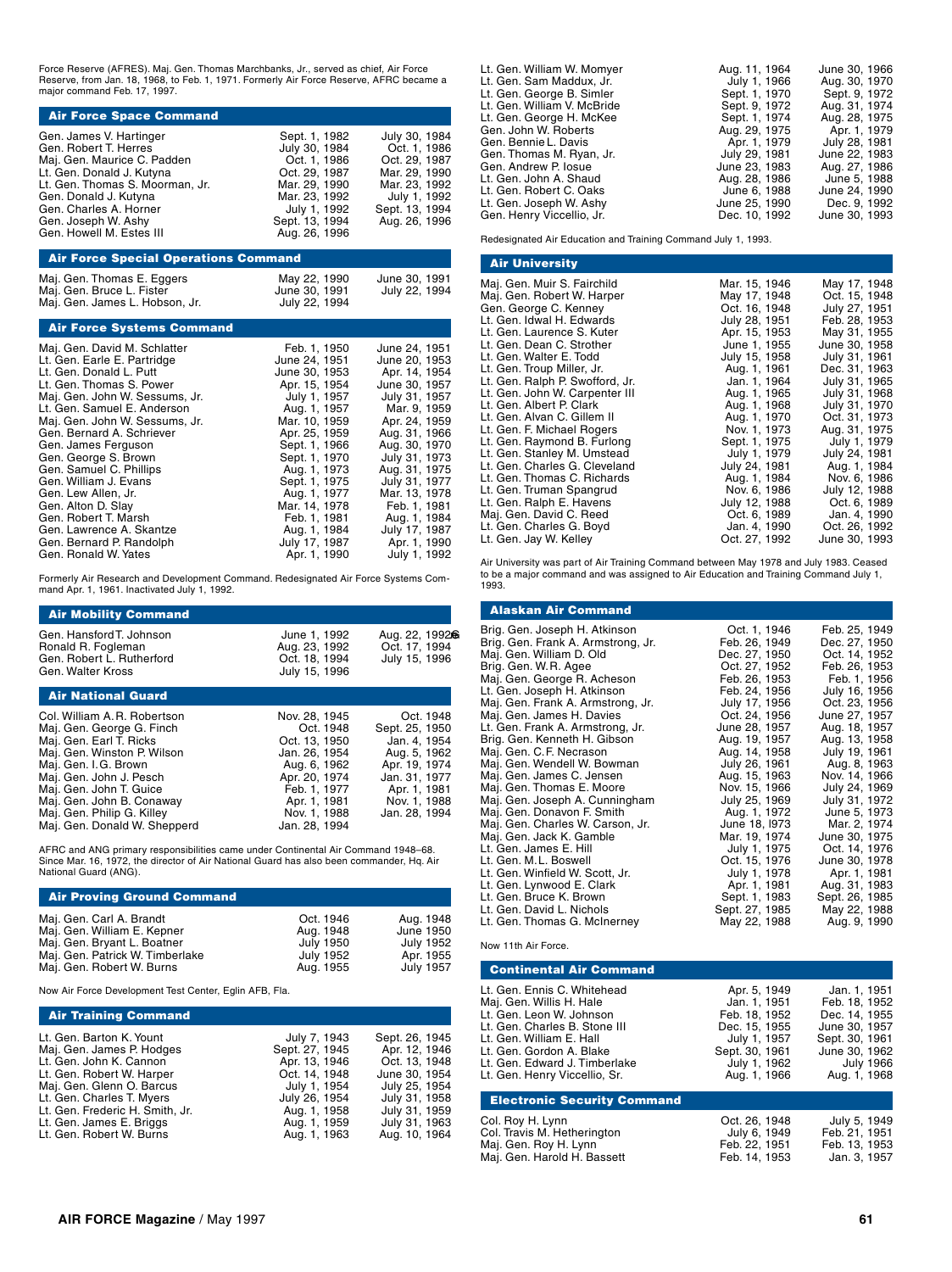Force Reserve (AFRES). Maj. Gen. Thomas Marchbanks, Jr., served as chief, Air Force Reserve, from Jan. 18, 1968, to Feb. 1, 1971. Formerly Air Force Reserve, AFRC became a major command Feb. 17, 1997.

## Air Force Space Command

| | | |
|---|---|---|
| Gen. James V. Hartinger | Sept. 1, 1982 | July 30, 1984 |
| Gen. Robert T. Herres | July 30, 1984 | Oct. 1, 1986 |
| Maj. Gen. Maurice C. Padden | Oct. 1, 1986 | Oct. 29, 1987 |
| Lt. Gen. Donald J. Kutyna | Oct. 29, 1987 | Mar. 29, 1990 |
| Lt. Gen. Thomas S. Moorman, Jr. | Mar. 29, 1990 | Mar. 23, 1992 |
| Gen. Donald J. Kutyna | Mar. 23, 1992 | July 1, 1992 |
| Gen. Charles A. Horner | July 1, 1992 | Sept. 13, 1994 |
| Gen. Joseph W. Ashy | Sept. 13, 1994 | Aug. 26, 1996 |
| Gen. Howell M. Estes III | Aug. 26, 1996 | |

## Air Force Special Operations Command

| | | |
|---|---|---|
| Maj. Gen. Thomas E. Eggers | May 22, 1990 | June 30, 1991 |
| Maj. Gen. Bruce L. Fister | June 30, 1991 | July 22, 1994 |
| Maj. Gen. James L. Hobson, Jr. | July 22, 1994 | |

## Air Force Systems Command

| | | |
|---|---|---|
| Maj. Gen. David M. Schlatter | Feb. 1, 1950 | June 24, 1951 |
| Lt. Gen. Earle E. Partridge | June 24, 1951 | June 20, 1953 |
| Lt. Gen. Donald L. Putt | June 30, 1953 | Apr. 14, 1954 |
| Lt. Gen. Thomas S. Power | Apr. 15, 1954 | June 30, 1957 |
| Maj. Gen. John W. Sessums, Jr. | July 1, 1957 | July 31, 1957 |
| Lt. Gen. Samuel E. Anderson | Aug. 1, 1957 | Mar. 9, 1959 |
| Maj. Gen. John W. Sessums, Jr. | Mar. 10, 1959 | Apr. 24, 1959 |
| Gen. Bernard A. Schriever | Apr. 25, 1959 | Aug. 31, 1966 |
| Gen. James Ferguson | Sept. 1, 1966 | Aug. 30, 1970 |
| Gen. George S. Brown | Sept. 1, 1970 | July 31, 1973 |
| Gen. Samuel C. Phillips | Aug. 1, 1973 | Aug. 31, 1975 |
| Gen. William J. Evans | Sept. 1, 1975 | July 31, 1977 |
| Gen. Lew Allen, Jr. | Aug. 1, 1977 | Mar. 13, 1978 |
| Gen. Alton D. Slay | Mar. 14, 1978 | Feb. 1, 1981 |
| Gen. Robert T. Marsh | Feb. 1, 1981 | Aug. 1, 1984 |
| Gen. Lawrence A. Skantze | Aug. 1, 1984 | July 17, 1987 |
| Gen. Bernard P. Randolph | July 17, 1987 | Apr. 1, 1990 |
| Gen. Ronald W. Yates | Apr. 1, 1990 | July 1, 1992 |

Formerly Air Research and Development Command. Redesignated Air Force Systems Command Apr. 1, 1961. Inactivated July 1, 1992.

## Air Mobility Command

| | | |
|---|---|---|
| Gen. Hansford T. Johnson | June 1, 1992 | Aug. 22, 1992 |
| Ronald R. Fogleman | Aug. 23, 1992 | Oct. 17, 1994 |
| Gen. Robert L. Rutherford | Oct. 18, 1994 | July 15, 1996 |
| Gen. Walter Kross | July 15, 1996 | |

## Air National Guard

| | | |
|---|---|---|
| Col. William A. R. Robertson | Nov. 28, 1945 | Oct. 1948 |
| Maj. Gen. George G. Finch | Oct. 1948 | Sept. 25, 1950 |
| Maj. Gen. Earl T. Ricks | Oct. 13, 1950 | Jan. 4, 1954 |
| Maj. Gen. Winston P. Wilson | Jan. 26, 1954 | Aug. 5, 1962 |
| Maj. Gen. I.G. Brown | Aug. 6, 1962 | Apr. 19, 1974 |
| Maj. Gen. John J. Pesch | Apr. 20, 1974 | Jan. 31, 1977 |
| Maj. Gen. John T. Guice | Feb. 1, 1977 | Apr. 1, 1981 |
| Maj. Gen. John B. Conaway | Apr. 1, 1981 | Nov. 1, 1988 |
| Maj. Gen. Philip G. Killey | Nov. 1, 1988 | Jan. 28, 1994 |
| Maj. Gen. Donald W. Shepperd | Jan. 28, 1994 | |

AFRC and ANG primary responsibilities came under Continental Air Command 1948–68. Since Mar. 16, 1972, the director of Air National Guard has also been commander, Hq. Air National Guard (ANG).

## Air Proving Ground Command

| | | |
|---|---|---|
| Maj. Gen. Carl A. Brandt | Oct. 1946 | Aug. 1948 |
| Maj. Gen. William E. Kepner | Aug. 1948 | June 1950 |
| Maj. Gen. Bryant L. Boatner | July 1950 | July 1952 |
| Maj. Gen. Patrick W. Timberlake | July 1952 | Apr. 1955 |
| Maj. Gen. Robert W. Burns | Aug. 1955 | July 1957 |

Now Air Force Development Test Center, Eglin AFB, Fla.

## Air Training Command

| | | |
|---|---|---|
| Lt. Gen. Barton K. Yount | July 7, 1943 | Sept. 26, 1945 |
| Maj. Gen. James P. Hodges | Sept. 27, 1945 | Apr. 12, 1946 |
| Lt. Gen. John K. Cannon | Apr. 13, 1946 | Oct. 13, 1948 |
| Lt. Gen. Robert W. Harper | Oct. 14, 1948 | June 30, 1954 |
| Maj. Gen. Glenn O. Barcus | July 1, 1954 | July 25, 1954 |
| Lt. Gen. Charles T. Myers | July 26, 1954 | July 31, 1958 |
| Lt. Gen. Frederic H. Smith, Jr. | Aug. 1, 1958 | July 31, 1959 |
| Lt. Gen. James E. Briggs | Aug. 1, 1959 | July 31, 1963 |
| Lt. Gen. Robert W. Burns | Aug. 1, 1963 | Aug. 10, 1964 |
| Lt. Gen. William W. Momyer | Aug. 11, 1964 | June 30, 1966 |
| Lt. Gen. Sam Maddux, Jr. | July 1, 1966 | Aug. 30, 1970 |
| Lt. Gen. George B. Simler | Sept. 1, 1970 | Sept. 9, 1972 |
| Lt. Gen. William V. McBride | Sept. 9, 1972 | Aug. 31, 1974 |
| Lt. Gen. George H. McKee | Sept. 1, 1974 | Aug. 28, 1975 |
| Gen. John W. Roberts | Aug. 29, 1975 | Apr. 1, 1979 |
| Gen. Bennie L. Davis | Apr. 1, 1979 | July 28, 1981 |
| Gen. Thomas M. Ryan, Jr. | July 29, 1981 | June 22, 1983 |
| Gen. Andrew P. Iosue | June 23, 1983 | Aug. 27, 1986 |
| Lt. Gen. John A. Shaud | Aug. 28, 1986 | June 5, 1988 |
| Lt. Gen. Robert C. Oaks | June 6, 1988 | June 24, 1990 |
| Lt. Gen. Joseph W. Ashy | June 25, 1990 | Dec. 9, 1992 |
| Gen. Henry Viccellio, Jr. | Dec. 10, 1992 | June 30, 1993 |

Redesignated Air Education and Training Command July 1, 1993.

## Air University

| | | |
|---|---|---|
| Maj. Gen. Muir S. Fairchild | Mar. 15, 1946 | May 17, 1948 |
| Maj. Gen. Robert W. Harper | May 17, 1948 | Oct. 15, 1948 |
| Gen. George C. Kenney | Oct. 16, 1948 | July 27, 1951 |
| Lt. Gen. Idwal H. Edwards | July 28, 1951 | Feb. 28, 1953 |
| Lt. Gen. Laurence S. Kuter | Apr. 15, 1953 | May 31, 1955 |
| Lt. Gen. Dean C. Strother | June 1, 1955 | June 30, 1958 |
| Lt. Gen. Walter E. Todd | July 15, 1958 | July 31, 1961 |
| Lt. Gen. Troup Miller, Jr. | Aug. 1, 1961 | Dec. 31, 1963 |
| Lt. Gen. Ralph P. Swofford, Jr. | Jan. 1, 1964 | July 31, 1965 |
| Lt. Gen. John W. Carpenter III | Aug. 1, 1965 | July 31, 1968 |
| Lt. Gen. Albert P. Clark | Aug. 1, 1968 | July 31, 1970 |
| Lt. Gen. Alvan C. Gillem II | Aug. 1, 1970 | Oct. 31, 1973 |
| Lt. Gen. F. Michael Rogers | Nov. 1, 1973 | Aug. 31, 1975 |
| Lt. Gen. Raymond B. Furlong | Sept. 1, 1975 | July 1, 1979 |
| Lt. Gen. Stanley M. Umstead | July 1, 1979 | July 24, 1981 |
| Lt. Gen. Charles G. Cleveland | July 24, 1981 | Aug. 1, 1984 |
| Lt. Gen. Thomas C. Richards | Aug. 1, 1984 | Nov. 6, 1986 |
| Lt. Gen. Truman Spangrud | Nov. 6, 1986 | July 12, 1988 |
| Lt. Gen. Ralph E. Havens | July 12, 1988 | Oct. 6, 1989 |
| Maj. Gen. David C. Reed | Oct. 6, 1989 | Jan. 4, 1990 |
| Lt. Gen. Charles G. Boyd | Jan. 4, 1990 | Oct. 26, 1992 |
| Lt. Gen. Jay W. Kelley | Oct. 27, 1992 | June 30, 1993 |

Air University was part of Air Training Command between May 1978 and July 1983. Ceased to be a major command and was assigned to Air Education and Training Command July 1, 1993.

## Alaskan Air Command

| | | |
|---|---|---|
| Brig. Gen. Joseph H. Atkinson | Oct. 1, 1946 | Feb. 25, 1949 |
| Brig. Gen. Frank A. Armstrong, Jr. | Feb. 26, 1949 | Dec. 27, 1950 |
| Maj. Gen. William D. Old | Dec. 27, 1950 | Oct. 14, 1952 |
| Brig. Gen. W.R. Agee | Oct. 27, 1952 | Feb. 26, 1953 |
| Maj. Gen. George R. Acheson | Feb. 26, 1953 | Feb. 1, 1956 |
| Lt. Gen. Joseph H. Atkinson | Feb. 24, 1956 | July 16, 1956 |
| Maj. Gen. Frank A. Armstrong, Jr. | July 17, 1956 | Oct. 23, 1956 |
| Maj. Gen. James H. Davies | Oct. 24, 1956 | June 27, 1957 |
| Lt. Gen. Frank A. Armstrong, Jr. | June 28, 1957 | Aug. 18, 1957 |
| Brig. Gen. Kenneth H. Gibson | Aug. 19, 1957 | Aug. 13, 1958 |
| Maj. Gen. C.F. Necrason | Aug. 14, 1958 | July 19, 1961 |
| Maj. Gen. Wendell W. Bowman | July 26, 1961 | Aug. 8, 1963 |
| Maj. Gen. James C. Jensen | Aug. 15, 1963 | Nov. 14, 1966 |
| Maj. Gen. Thomas E. Moore | Nov. 15, 1966 | July 24, 1969 |
| Maj. Gen. Joseph A. Cunningham | July 25, 1969 | July 31, 1972 |
| Maj. Gen. Donavon F. Smith | Aug. 1, 1972 | June 5, 1973 |
| Maj. Gen. Charles W. Carson, Jr. | June 18, 1973 | Mar. 2, 1974 |
| Maj. Gen. Jack K. Gamble | Mar. 19, 1974 | June 30, 1975 |
| Lt. Gen. James E. Hill | July 1, 1975 | Oct. 14, 1976 |
| Lt. Gen. M.L. Boswell | Oct. 15, 1976 | June 30, 1978 |
| Lt. Gen. Winfield W. Scott, Jr. | July 1, 1978 | Apr. 1, 1981 |
| Lt. Gen. Lynwood E. Clark | Apr. 1, 1981 | Aug. 31, 1983 |
| Lt. Gen. Bruce K. Brown | Sept. 1, 1983 | Sept. 26, 1985 |
| Lt. Gen. David L. Nichols | Sept. 27, 1985 | May 22, 1988 |
| Lt. Gen. Thomas G. McInerney | May 22, 1988 | Aug. 9, 1990 |

Now 11th Air Force.

## Continental Air Command

| | | |
|---|---|---|
| Lt. Gen. Ennis C. Whitehead | Apr. 5, 1949 | Jan. 1, 1951 |
| Maj. Gen. Willis H. Hale | Jan. 1, 1951 | Feb. 18, 1952 |
| Lt. Gen. Leon W. Johnson | Feb. 18, 1952 | Dec. 14, 1955 |
| Lt. Gen. Charles B. Stone III | Dec. 15, 1955 | June 30, 1957 |
| Lt. Gen. William E. Hall | July 1, 1957 | Sept. 30, 1961 |
| Lt. Gen. Gordon A. Blake | Sept. 30, 1961 | June 30, 1962 |
| Lt. Gen. Edward J. Timberlake | July 1, 1962 | July 1966 |
| Lt. Gen. Henry Viccellio, Sr. | Aug. 1, 1966 | Aug. 1, 1968 |

## Electronic Security Command

| | | |
|---|---|---|
| Col. Roy H. Lynn | Oct. 26, 1948 | July 5, 1949 |
| Col. Travis M. Hetherington | July 6, 1949 | Feb. 21, 1951 |
| Maj. Gen. Roy H. Lynn | Feb. 22, 1951 | Feb. 13, 1953 |
| Maj. Gen. Harold H. Bassett | Feb. 14, 1953 | Jan. 3, 1957 |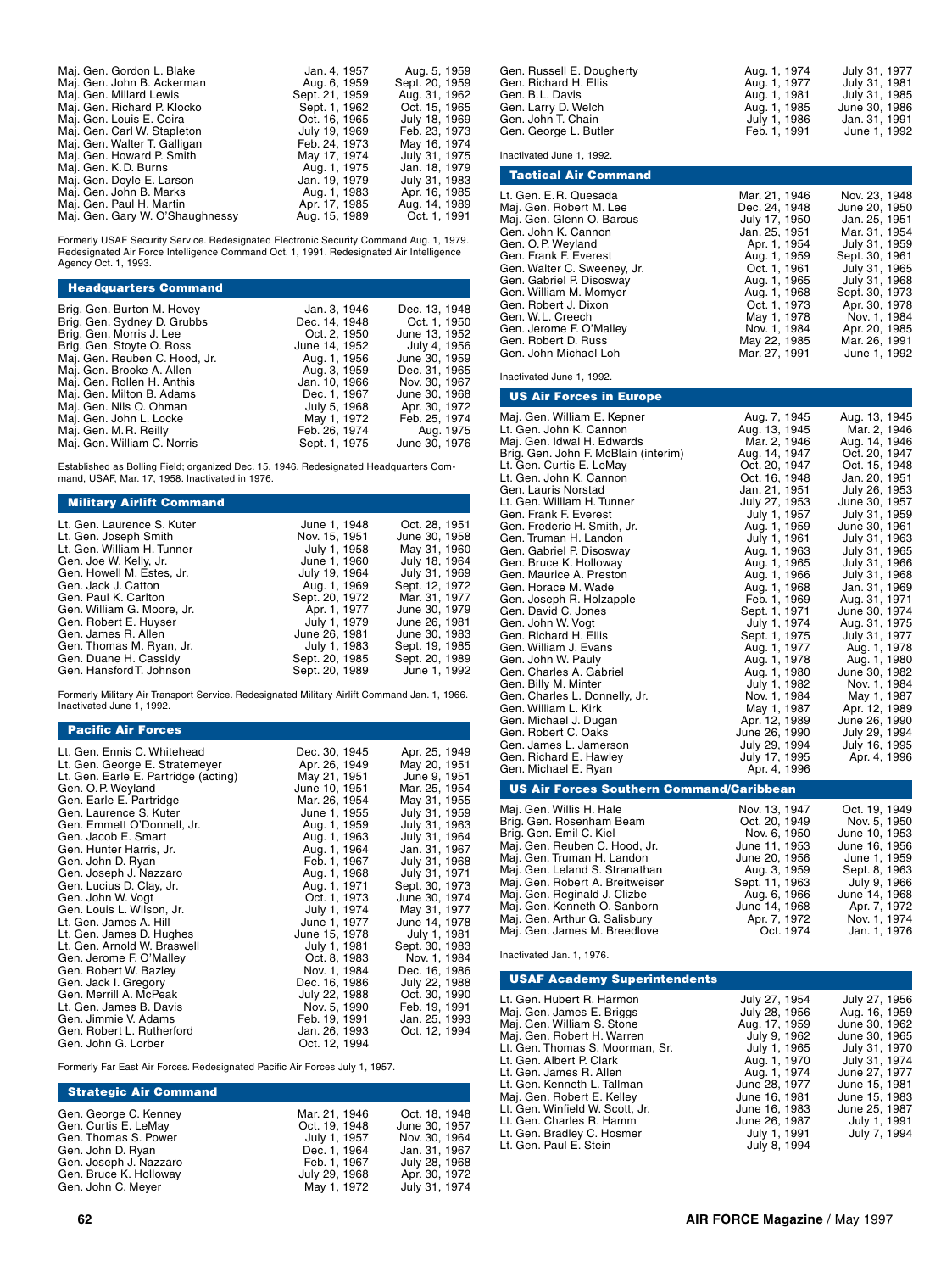| | | |
|---|---|---|
| Maj. Gen. Gordon L. Blake | Jan. 4, 1957 | Aug. 5, 1959 |
| Maj. Gen. John B. Ackerman | Aug. 6, 1959 | Sept. 20, 1959 |
| Maj. Gen. Millard Lewis | Sept. 21, 1959 | Aug. 31, 1962 |
| Maj. Gen. Richard P. Klocko | Sept. 1, 1962 | Oct. 15, 1965 |
| Maj. Gen. Louis E. Coira | Oct. 16, 1965 | July 18, 1969 |
| Maj. Gen. Carl W. Stapleton | July 19, 1969 | Feb. 23, 1973 |
| Maj. Gen. Walter T. Galligan | Feb. 24, 1973 | May 16, 1974 |
| Maj. Gen. Howard P. Smith | May 17, 1974 | July 31, 1975 |
| Maj. Gen. K.D. Burns | Aug. 1, 1975 | Jan. 18, 1979 |
| Maj. Gen. Doyle E. Larson | Jan. 19, 1979 | July 31, 1983 |
| Maj. Gen. John B. Marks | Aug. 1, 1983 | Apr. 16, 1985 |
| Maj. Gen. Paul H. Martin | Apr. 17, 1985 | Aug. 14, 1989 |
| Maj. Gen. Gary W. O'Shaughnessy | Aug. 15, 1989 | Oct. 1, 1991 |

Formerly USAF Security Service. Redesignated Electronic Security Command Aug. 1, 1979. Redesignated Air Force Intelligence Command Oct. 1, 1991. Redesignated Air Intelligence Agency Oct. 1, 1993.

## Headquarters Command

| | | |
|---|---|---|
| Brig. Gen. Burton M. Hovey | Jan. 3, 1946 | Dec. 13, 1948 |
| Brig. Gen. Sydney D. Grubbs | Dec. 14, 1948 | Oct. 1, 1950 |
| Brig. Gen. Morris J. Lee | Oct. 2, 1950 | June 13, 1952 |
| Brig. Gen. Stoyte O. Ross | June 14, 1952 | July 4, 1956 |
| Maj. Gen. Reuben C. Hood, Jr. | Aug. 1, 1956 | June 30, 1959 |
| Maj. Gen. Brooke A. Allen | Aug. 3, 1959 | Dec. 31, 1965 |
| Maj. Gen. Rollen H. Anthis | Jan. 10, 1966 | Nov. 30, 1967 |
| Maj. Gen. Milton B. Adams | Dec. 1, 1967 | June 30, 1968 |
| Maj. Gen. Nils O. Ohman | July 5, 1968 | Apr. 30, 1972 |
| Maj. Gen. John L. Locke | May 1, 1972 | Feb. 25, 1974 |
| Maj. Gen. M.R. Reilly | Feb. 26, 1974 | Aug. 1975 |
| Maj. Gen. William C. Norris | Sept. 1, 1975 | June 30, 1976 |

Established as Bolling Field; organized Dec. 15, 1946. Redesignated Headquarters Command, USAF, Mar. 17, 1958. Inactivated in 1976.

## Military Airlift Command

| | | |
|---|---|---|
| Lt. Gen. Laurence S. Kuter | June 1, 1948 | Oct. 28, 1951 |
| Lt. Gen. Joseph Smith | Nov. 15, 1951 | June 30, 1958 |
| Lt. Gen. William H. Tunner | July 1, 1958 | May 31, 1960 |
| Gen. Joe W. Kelly, Jr. | June 1, 1960 | July 18, 1964 |
| Gen. Howell M. Estes, Jr. | July 19, 1964 | July 31, 1969 |
| Gen. Jack J. Catton | Aug. 1, 1969 | Sept. 12, 1972 |
| Gen. Paul K. Carlton | Sept. 20, 1972 | Mar. 31, 1977 |
| Gen. William G. Moore, Jr. | Apr. 1, 1977 | June 30, 1979 |
| Gen. Robert E. Huyser | July 1, 1979 | June 26, 1981 |
| Gen. James R. Allen | June 26, 1981 | June 30, 1983 |
| Gen. Thomas M. Ryan, Jr. | July 1, 1983 | Sept. 19, 1985 |
| Gen. Duane H. Cassidy | Sept. 20, 1985 | Sept. 20, 1989 |
| Gen. Hansford T. Johnson | Sept. 20, 1989 | June 1, 1992 |

Formerly Military Air Transport Service. Redesignated Military Airlift Command Jan. 1, 1966. Inactivated June 1, 1992.

## Pacific Air Forces

| | | |
|---|---|---|
| Lt. Gen. Ennis C. Whitehead | Dec. 30, 1945 | Apr. 25, 1949 |
| Lt. Gen. George E. Stratemeyer | Apr. 26, 1949 | May 20, 1951 |
| Lt. Gen. Earle E. Partridge (acting) | May 21, 1951 | June 9, 1951 |
| Gen. O.P. Weyland | June 10, 1951 | Mar. 25, 1954 |
| Gen. Earle E. Partridge | Mar. 26, 1954 | May 31, 1955 |
| Gen. Laurence S. Kuter | June 1, 1955 | July 31, 1959 |
| Gen. Emmett O'Donnell, Jr. | Aug. 1, 1959 | July 31, 1963 |
| Gen. Jacob E. Smart | Aug. 1, 1963 | July 31, 1964 |
| Gen. Hunter Harris, Jr. | Aug. 1, 1964 | Jan. 31, 1967 |
| Gen. John D. Ryan | Feb. 1, 1967 | July 31, 1968 |
| Gen. Joseph J. Nazzaro | Aug. 1, 1968 | July 31, 1971 |
| Gen. Lucius D. Clay, Jr. | Aug. 1, 1971 | Sept. 30, 1973 |
| Gen. John W. Vogt | Oct. 1, 1973 | June 30, 1974 |
| Gen. Louis L. Wilson, Jr. | July 1, 1974 | May 31, 1977 |
| Lt. Gen. James A. Hill | June 1, 1977 | June 14, 1978 |
| Lt. Gen. James D. Hughes | June 15, 1978 | July 1, 1981 |
| Lt. Gen. Arnold W. Braswell | July 1, 1981 | Sept. 30, 1983 |
| Gen. Jerome F. O'Malley | Oct. 8, 1983 | Nov. 1, 1984 |
| Gen. Robert W. Bazley | Nov. 1, 1984 | Dec. 16, 1986 |
| Gen. Jack I. Gregory | Dec. 16, 1986 | July 22, 1988 |
| Gen. Merrill A. McPeak | July 22, 1988 | Oct. 30, 1990 |
| Lt. Gen. James B. Davis | Nov. 5, 1990 | Feb. 19, 1991 |
| Gen. Jimmie V. Adams | Feb. 19, 1991 | Jan. 25, 1993 |
| Gen. Robert L. Rutherford | Jan. 26, 1993 | Oct. 12, 1994 |
| Gen. John G. Lorber | Oct. 12, 1994 | |

Formerly Far East Air Forces. Redesignated Pacific Air Forces July 1, 1957.

## Strategic Air Command

| | | |
|---|---|---|
| Gen. George C. Kenney | Mar. 21, 1946 | Oct. 18, 1948 |
| Gen. Curtis E. LeMay | Oct. 19, 1948 | June 30, 1957 |
| Gen. Thomas S. Power | July 1, 1957 | Nov. 30, 1964 |
| Gen. John D. Ryan | Dec. 1, 1964 | Jan. 31, 1967 |
| Gen. Joseph J. Nazzaro | Feb. 1, 1967 | July 28, 1968 |
| Gen. Bruce K. Holloway | July 29, 1968 | Apr. 30, 1972 |
| Gen. John C. Meyer | May 1, 1972 | July 31, 1974 |
| Gen. Russell E. Dougherty | Aug. 1, 1974 | July 31, 1977 |
| Gen. Richard H. Ellis | Aug. 1, 1977 | July 31, 1981 |
| Gen. B.L. Davis | Aug. 1, 1981 | July 31, 1985 |
| Gen. Larry D. Welch | Aug. 1, 1985 | June 30, 1986 |
| Gen. John T. Chain | July 1, 1986 | Jan. 31, 1991 |
| Gen. George L. Butler | Feb. 1, 1991 | June 1, 1992 |

Inactivated June 1, 1992.

## Tactical Air Command

| | | |
|---|---|---|
| Lt. Gen. E.R. Quesada | Mar. 21, 1946 | Nov. 23, 1948 |
| Maj. Gen. Robert M. Lee | Dec. 24, 1948 | June 20, 1950 |
| Maj. Gen. Glenn O. Barcus | July 17, 1950 | Jan. 25, 1951 |
| Gen. John K. Cannon | Jan. 25, 1951 | Mar. 31, 1954 |
| Gen. O.P. Weyland | Apr. 1, 1954 | July 31, 1959 |
| Gen. Frank F. Everest | Aug. 1, 1959 | Sept. 30, 1961 |
| Gen. Walter C. Sweeney, Jr. | Oct. 1, 1961 | July 31, 1965 |
| Gen. Gabriel P. Disosway | Aug. 1, 1965 | July 31, 1968 |
| Gen. William M. Momyer | Aug. 1, 1968 | Sept. 30, 1973 |
| Gen. Robert J. Dixon | Oct. 1, 1973 | Apr. 30, 1978 |
| Gen. W.L. Creech | May 1, 1978 | Nov. 1, 1984 |
| Gen. Jerome F. O'Malley | Nov. 1, 1984 | Apr. 20, 1985 |
| Gen. Robert D. Russ | May 22, 1985 | Mar. 26, 1991 |
| Gen. John Michael Loh | Mar. 27, 1991 | June 1, 1992 |

Inactivated June 1, 1992.

## US Air Forces in Europe

| | | |
|---|---|---|
| Maj. Gen. William E. Kepner | Aug. 7, 1945 | Aug. 13, 1945 |
| Lt. Gen. John K. Cannon | Aug. 13, 1945 | Mar. 2, 1946 |
| Maj. Gen. Idwal H. Edwards | Mar. 2, 1946 | Aug. 14, 1946 |
| Brig. Gen. John F. McBlain (interim) | Aug. 14, 1947 | Oct. 20, 1947 |
| Lt. Gen. Curtis E. LeMay | Oct. 20, 1947 | Oct. 15, 1948 |
| Lt. Gen. John K. Cannon | Oct. 16, 1948 | Jan. 20, 1951 |
| Gen. Lauris Norstad | Jan. 21, 1951 | July 26, 1953 |
| Lt. Gen. William H. Tunner | July 27, 1953 | June 30, 1957 |
| Gen. Frank F. Everest | July 1, 1957 | July 31, 1959 |
| Gen. Frederic H. Smith, Jr. | Aug. 1, 1959 | June 30, 1961 |
| Gen. Truman H. Landon | July 1, 1961 | July 31, 1963 |
| Gen. Gabriel P. Disosway | Aug. 1, 1963 | July 31, 1965 |
| Gen. Bruce K. Holloway | Aug. 1, 1965 | July 31, 1966 |
| Gen. Maurice A. Preston | Aug. 1, 1966 | July 31, 1968 |
| Gen. Horace M. Wade | Aug. 1, 1968 | Jan. 31, 1969 |
| Gen. Joseph R. Holzapple | Feb. 1, 1969 | Aug. 31, 1971 |
| Gen. David C. Jones | Sept. 1, 1971 | June 30, 1974 |
| Gen. John W. Vogt | July 1, 1974 | Aug. 31, 1975 |
| Gen. Richard H. Ellis | Sept. 1, 1975 | July 31, 1977 |
| Gen. William J. Evans | Aug. 1, 1977 | Aug. 1, 1978 |
| Gen. John W. Pauly | Aug. 1, 1978 | Aug. 1, 1980 |
| Gen. Charles A. Gabriel | Aug. 1, 1980 | June 30, 1982 |
| Gen. Billy M. Minter | July 1, 1982 | Nov. 1, 1984 |
| Gen. Charles L. Donnelly, Jr. | Nov. 1, 1984 | May 1, 1987 |
| Gen. William L. Kirk | May 1, 1987 | Apr. 12, 1989 |
| Gen. Michael J. Dugan | Apr. 12, 1989 | June 26, 1990 |
| Gen. Robert C. Oaks | June 26, 1990 | July 29, 1994 |
| Gen. James L. Jamerson | July 29, 1994 | July 16, 1995 |
| Gen. Richard E. Hawley | July 17, 1995 | Apr. 4, 1996 |
| Gen. Michael E. Ryan | Apr. 4, 1996 | |

## US Air Forces Southern Command/Caribbean

| | | |
|---|---|---|
| Maj. Gen. Willis H. Hale | Nov. 13, 1947 | Oct. 19, 1949 |
| Brig. Gen. Rosenham Beam | Oct. 20, 1949 | Nov. 5, 1950 |
| Brig. Gen. Emil C. Kiel | Nov. 6, 1950 | June 10, 1953 |
| Maj. Gen. Reuben C. Hood, Jr. | June 11, 1953 | June 16, 1956 |
| Maj. Gen. Truman H. Landon | June 20, 1956 | June 1, 1959 |
| Maj. Gen. Leland S. Stranathan | Aug. 3, 1959 | Sept. 8, 1963 |
| Maj. Gen. Robert A. Breitweiser | Sept. 11, 1963 | July 9, 1966 |
| Maj. Gen. Reginald J. Clizbe | Aug. 6, 1966 | June 14, 1968 |
| Maj. Gen. Kenneth O. Sanborn | June 14, 1968 | Apr. 7, 1972 |
| Maj. Gen. Arthur G. Salisbury | Apr. 7, 1972 | Nov. 1, 1974 |
| Maj. Gen. James M. Breedlove | Oct. 1974 | Jan. 1, 1976 |

Inactivated Jan. 1, 1976.

## USAF Academy Superintendents

| | | |
|---|---|---|
| Lt. Gen. Hubert R. Harmon | July 27, 1954 | July 27, 1956 |
| Maj. Gen. James E. Briggs | July 28, 1956 | Aug. 16, 1959 |
| Maj. Gen. William S. Stone | Aug. 17, 1959 | June 30, 1962 |
| Maj. Gen. Robert H. Warren | July 9, 1962 | June 30, 1965 |
| Lt. Gen. Thomas S. Moorman, Sr. | July 1, 1965 | July 31, 1970 |
| Lt. Gen. Albert P. Clark | Aug. 1, 1970 | July 31, 1974 |
| Lt. Gen. James R. Allen | Aug. 1, 1974 | June 27, 1977 |
| Lt. Gen. Kenneth L. Tallman | June 28, 1977 | June 15, 1981 |
| Maj. Gen. Robert E. Kelley | June 16, 1981 | June 15, 1983 |
| Lt. Gen. Winfield W. Scott, Jr. | June 16, 1983 | June 25, 1987 |
| Lt. Gen. Charles R. Hamm | June 26, 1987 | July 1, 1991 |
| Lt. Gen. Bradley C. Hosmer | July 1, 1991 | July 7, 1994 |
| Lt. Gen. Paul E. Stein | July 8, 1994 | |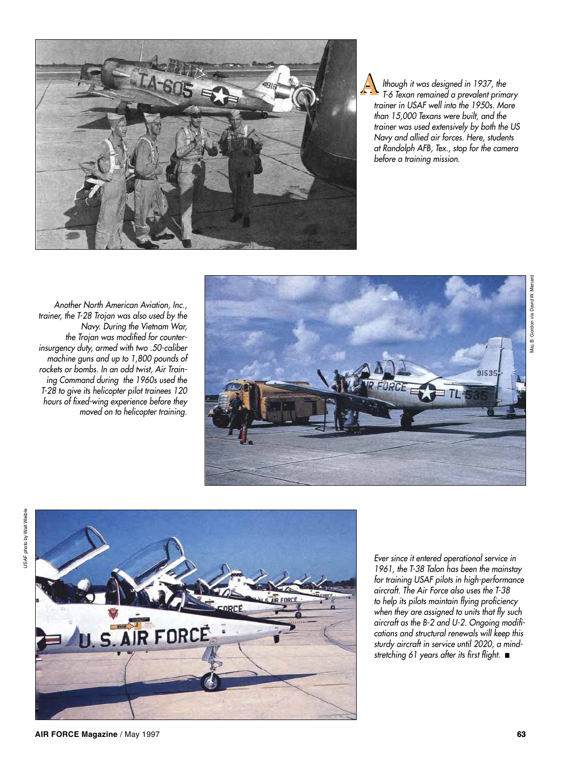Although it was designed in 1937, the T-6 Texan remained a prevalent primary trainer in USAF well into the 1950s. More than 15,000 Texans were built, and the trainer was used extensively by both the US Navy and allied air forces. Here, students at Randolph AFB, Tex., stop for the camera before a training mission.

*Another North American Aviation, Inc., trainer, the T-28 Trojan was also used by the Navy. During the Vietnam War, the Trojan was modified for counterinsurgency duty, armed with two .50-caliber machine guns and up to 1,800 pounds of rockets or bombs. In an odd twist, Air Training Command during the 1960s used the T-28 to give its helicopter pilot trainees 120 hours of fixed-wing experience before they moved on to helicopter training.*

Maj. B. Gordon via David W. Menard

USAF photo by Walt Weible

*Ever since it entered operational service in 1961, the T-38 Talon has been the mainstay for training USAF pilots in high-performance aircraft. The Air Force also uses the T-38 to help its pilots maintain flying proficiency when they are assigned to units that fly such aircraft as the B-2 and U-2. Ongoing modifications and structural renewals will keep this sturdy aircraft in service until 2020, a mind-stretching 61 years after its first flight.* ■